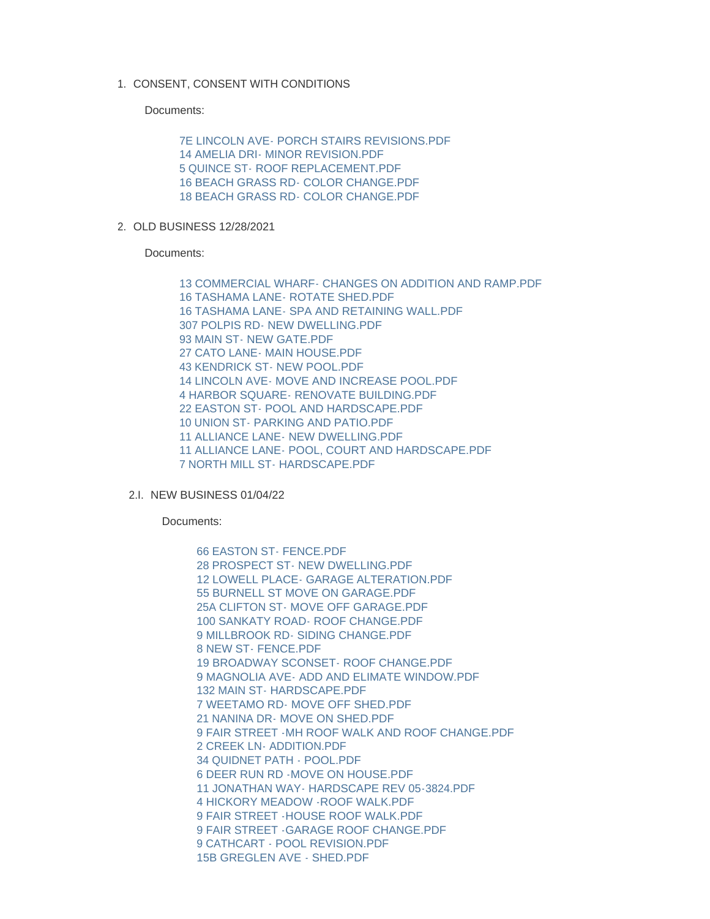1. CONSENT, CONSENT WITH CONDITIONS

   Documents:

   - 7E LINCOLN AVE- PORCH STAIRS REVISIONS.PDF
   - 14 AMELIA DRI- MINOR REVISION.PDF
   - 5 QUINCE ST- ROOF REPLACEMENT.PDF
   - 16 BEACH GRASS RD- COLOR CHANGE.PDF
   - 18 BEACH GRASS RD- COLOR CHANGE.PDF

2. OLD BUSINESS 12/28/2021

   Documents:

   - 13 COMMERCIAL WHARF- CHANGES ON ADDITION AND RAMP.PDF
   - 16 TASHAMA LANE- ROTATE SHED.PDF
   - 16 TASHAMA LANE- SPA AND RETAINING WALL.PDF
   - 307 POLPIS RD- NEW DWELLING.PDF
   - 93 MAIN ST- NEW GATE.PDF
   - 27 CATO LANE- MAIN HOUSE.PDF
   - 43 KENDRICK ST- NEW POOL.PDF
   - 14 LINCOLN AVE- MOVE AND INCREASE POOL.PDF
   - 4 HARBOR SQUARE- RENOVATE BUILDING.PDF
   - 22 EASTON ST- POOL AND HARDSCAPE.PDF
   - 10 UNION ST- PARKING AND PATIO.PDF
   - 11 ALLIANCE LANE- NEW DWELLING.PDF
   - 11 ALLIANCE LANE- POOL, COURT AND HARDSCAPE.PDF
   - 7 NORTH MILL ST- HARDSCAPE.PDF

   2.I. NEW BUSINESS 01/04/22

   Documents:

   - 66 EASTON ST- FENCE.PDF
   - 28 PROSPECT ST- NEW DWELLING.PDF
   - 12 LOWELL PLACE- GARAGE ALTERATION.PDF
   - 55 BURNELL ST MOVE ON GARAGE.PDF
   - 25A CLIFTON ST- MOVE OFF GARAGE.PDF
   - 100 SANKATY ROAD- ROOF CHANGE.PDF
   - 9 MILLBROOK RD- SIDING CHANGE.PDF
   - 8 NEW ST- FENCE.PDF
   - 19 BROADWAY SCONSET- ROOF CHANGE.PDF
   - 9 MAGNOLIA AVE- ADD AND ELIMATE WINDOW.PDF
   - 132 MAIN ST- HARDSCAPE.PDF
   - 7 WEETAMO RD- MOVE OFF SHED.PDF
   - 21 NANINA DR- MOVE ON SHED.PDF
   - 9 FAIR STREET -MH ROOF WALK AND ROOF CHANGE.PDF
   - 2 CREEK LN- ADDITION.PDF
   - 34 QUIDNET PATH - POOL.PDF
   - 6 DEER RUN RD -MOVE ON HOUSE.PDF
   - 11 JONATHAN WAY- HARDSCAPE REV 05-3824.PDF
   - 4 HICKORY MEADOW -ROOF WALK.PDF
   - 9 FAIR STREET -HOUSE ROOF WALK.PDF
   - 9 FAIR STREET -GARAGE ROOF CHANGE.PDF
   - 9 CATHCART - POOL REVISION.PDF
   - 15B GREGLEN AVE - SHED.PDF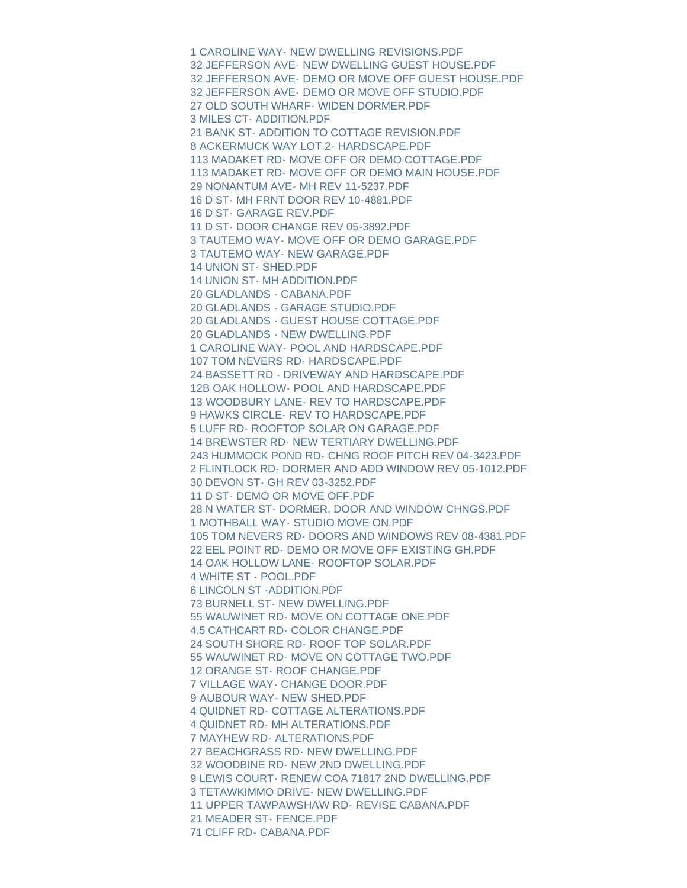1 CAROLINE WAY- NEW DWELLING REVISIONS.PDF
32 JEFFERSON AVE- NEW DWELLING GUEST HOUSE.PDF
32 JEFFERSON AVE- DEMO OR MOVE OFF GUEST HOUSE.PDF
32 JEFFERSON AVE- DEMO OR MOVE OFF STUDIO.PDF
27 OLD SOUTH WHARF- WIDEN DORMER.PDF
3 MILES CT- ADDITION.PDF
21 BANK ST- ADDITION TO COTTAGE REVISION.PDF
8 ACKERMUCK WAY LOT 2- HARDSCAPE.PDF
113 MADAKET RD- MOVE OFF OR DEMO COTTAGE.PDF
113 MADAKET RD- MOVE OFF OR DEMO MAIN HOUSE.PDF
29 NONANTUM AVE- MH REV 11-5237.PDF
16 D ST- MH FRNT DOOR REV 10-4881.PDF
16 D ST- GARAGE REV.PDF
11 D ST- DOOR CHANGE REV 05-3892.PDF
3 TAUTEMO WAY- MOVE OFF OR DEMO GARAGE.PDF
3 TAUTEMO WAY- NEW GARAGE.PDF
14 UNION ST- SHED.PDF
14 UNION ST- MH ADDITION.PDF
20 GLADLANDS - CABANA.PDF
20 GLADLANDS - GARAGE STUDIO.PDF
20 GLADLANDS - GUEST HOUSE COTTAGE.PDF
20 GLADLANDS - NEW DWELLING.PDF
1 CAROLINE WAY- POOL AND HARDSCAPE.PDF
107 TOM NEVERS RD- HARDSCAPE.PDF
24 BASSETT RD - DRIVEWAY AND HARDSCAPE.PDF
12B OAK HOLLOW- POOL AND HARDSCAPE.PDF
13 WOODBURY LANE- REV TO HARDSCAPE.PDF
9 HAWKS CIRCLE- REV TO HARDSCAPE.PDF
5 LUFF RD- ROOFTOP SOLAR ON GARAGE.PDF
14 BREWSTER RD- NEW TERTIARY DWELLING.PDF
243 HUMMOCK POND RD- CHNG ROOF PITCH REV 04-3423.PDF
2 FLINTLOCK RD- DORMER AND ADD WINDOW REV 05-1012.PDF
30 DEVON ST- GH REV 03-3252.PDF
11 D ST- DEMO OR MOVE OFF.PDF
28 N WATER ST- DORMER, DOOR AND WINDOW CHNGS.PDF
1 MOTHBALL WAY- STUDIO MOVE ON.PDF
105 TOM NEVERS RD- DOORS AND WINDOWS REV 08-4381.PDF
22 EEL POINT RD- DEMO OR MOVE OFF EXISTING GH.PDF
14 OAK HOLLOW LANE- ROOFTOP SOLAR.PDF
4 WHITE ST - POOL.PDF
6 LINCOLN ST -ADDITION.PDF
73 BURNELL ST- NEW DWELLING.PDF
55 WAUWINET RD- MOVE ON COTTAGE ONE.PDF
4.5 CATHCART RD- COLOR CHANGE.PDF
24 SOUTH SHORE RD- ROOF TOP SOLAR.PDF
55 WAUWINET RD- MOVE ON COTTAGE TWO.PDF
12 ORANGE ST- ROOF CHANGE.PDF
7 VILLAGE WAY- CHANGE DOOR.PDF
9 AUBOUR WAY- NEW SHED.PDF
4 QUIDNET RD- COTTAGE ALTERATIONS.PDF
4 QUIDNET RD- MH ALTERATIONS.PDF
7 MAYHEW RD- ALTERATIONS.PDF
27 BEACHGRASS RD- NEW DWELLING.PDF
32 WOODBINE RD- NEW 2ND DWELLING.PDF
9 LEWIS COURT- RENEW COA 71817 2ND DWELLING.PDF
3 TETAWKIMMO DRIVE- NEW DWELLING.PDF
11 UPPER TAWPAWSHAW RD- REVISE CABANA.PDF
21 MEADER ST- FENCE.PDF
71 CLIFF RD- CABANA.PDF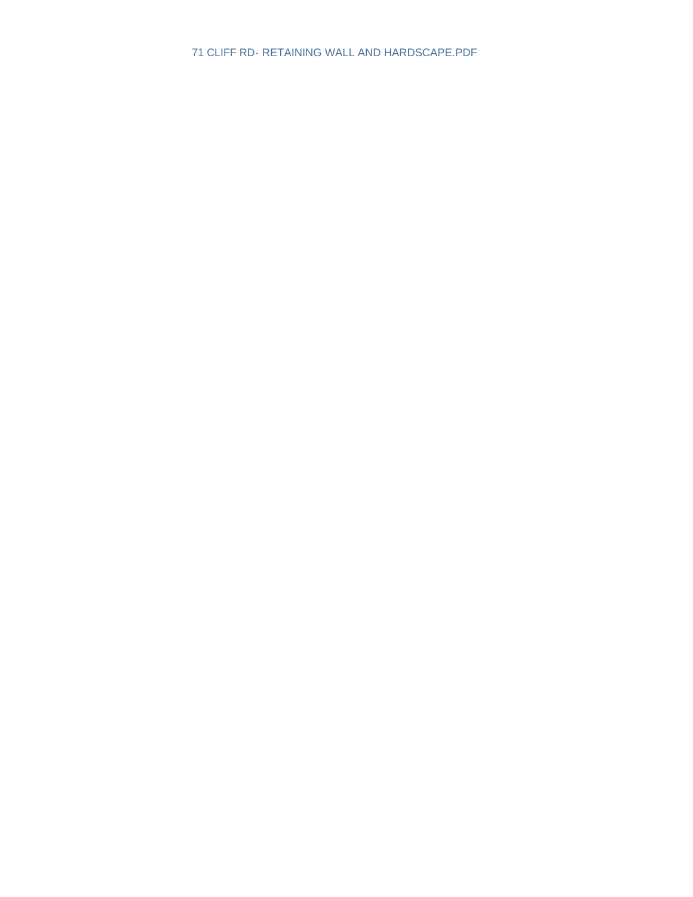71 CLIFF RD- RETAINING WALL AND HARDSCAPE.PDF